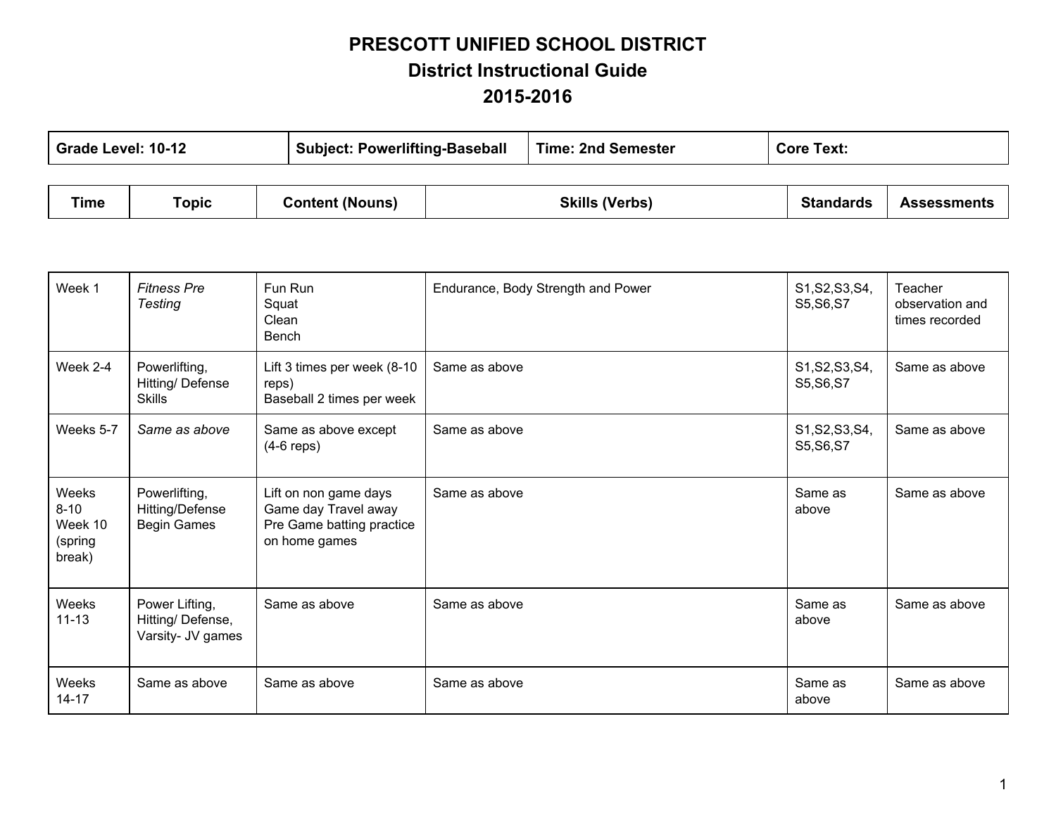# PRESCOTT UNIFIED SCHOOL DISTRICT
## District Instructional Guide
## 2015-2016

| Grade Level: 10-12 | Subject: Powerlifting-Baseball | Time: 2nd Semester | Core Text: |
|---|---|---|---|

| Time | Topic | Content (Nouns) | Skills (Verbs) | Standards | Assessments |
|---|---|---|---|---|---|
| Week 1 | *Fitness Pre Testing* | Fun Run<br>Squat<br>Clean<br>Bench | Endurance, Body Strength and Power | S1,S2,S3,S4, S5,S6,S7 | Teacher observation and times recorded |
| Week 2-4 | Powerlifting, Hitting/ Defense Skills | Lift 3 times per week (8-10 reps)<br>Baseball 2 times per week | Same as above | S1,S2,S3,S4, S5,S6,S7 | Same as above |
| Weeks 5-7 | *Same as above* | Same as above except (4-6 reps) | Same as above | S1,S2,S3,S4, S5,S6,S7 | Same as above |
| Weeks 8-10<br>Week 10 (spring break) | Powerlifting, Hitting/Defense<br>Begin Games | Lift on non game days<br>Game day Travel away<br>Pre Game batting practice on home games | Same as above | Same as above | Same as above |
| Weeks 11-13 | Power Lifting, Hitting/ Defense, Varsity- JV games | Same as above | Same as above | Same as above | Same as above |
| Weeks 14-17 | Same as above | Same as above | Same as above | Same as above | Same as above |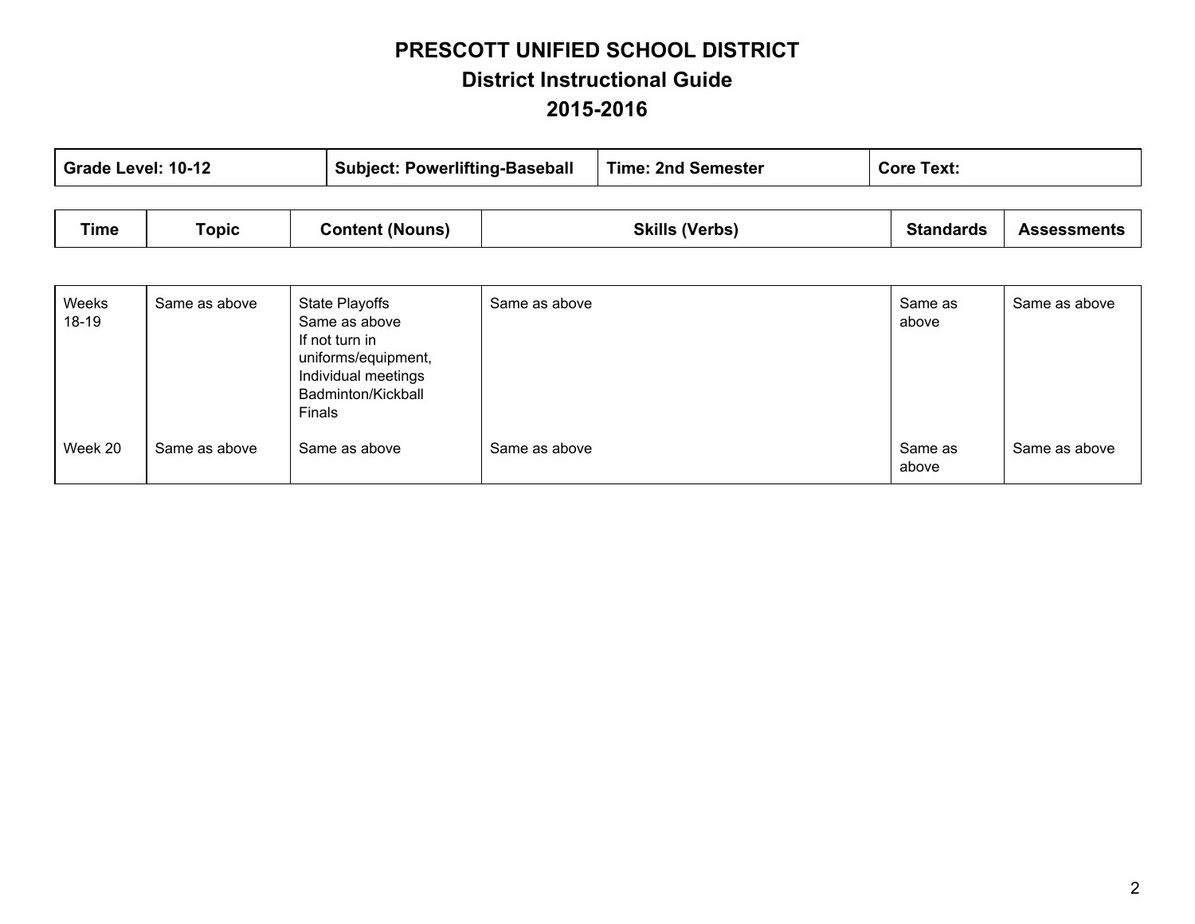# PRESCOTT UNIFIED SCHOOL DISTRICT
## District Instructional Guide
## 2015-2016

| Grade Level: 10-12 | Subject: Powerlifting-Baseball | Time: 2nd Semester | Core Text: |
|---|---|---|---|

| Time | Topic | Content (Nouns) | Skills (Verbs) | Standards | Assessments |
|---|---|---|---|---|---|
| Weeks 18-19 | Same as above | State Playoffs<br>Same as above<br>If not turn in uniforms/equipment,<br>Individual meetings<br>Badminton/Kickball<br>Finals | Same as above | Same as above | Same as above |
| Week 20 | Same as above | Same as above | Same as above | Same as above | Same as above |